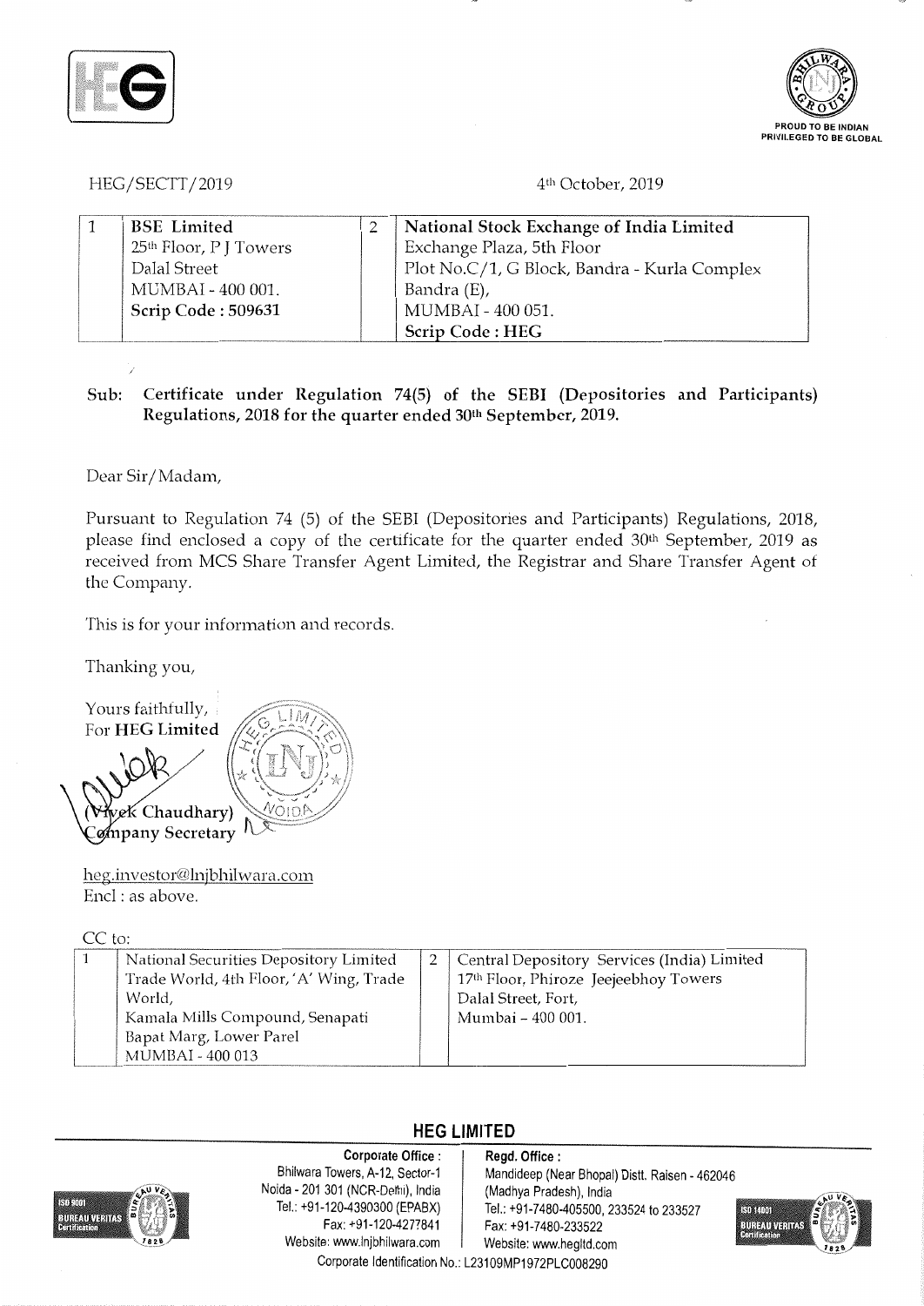HEG/SECTT/2019

4th October, 2019

| 1 | BSE Limited<br>25th Floor, P J Towers<br>Dalal Street<br>MUMBAI - 400 001.<br>**Scrip Code : 509631** | 2 | **National Stock Exchange of India Limited**<br>Exchange Plaza, 5th Floor<br>Plot No.C/1, G Block, Bandra - Kurla Complex<br>Bandra (E),<br>MUMBAI - 400 051.<br>**Scrip Code : HEG** |
|---|---|---|---|

**Sub: Certificate under Regulation 74(5) of the SEBI (Depositories and Participants) Regulations, 2018 for the quarter ended 30th September, 2019.**

Dear Sir/Madam,

Pursuant to Regulation 74 (5) of the SEBI (Depositories and Participants) Regulations, 2018, please find enclosed a copy of the certificate for the quarter ended 30th September, 2019 as received from MCS Share Transfer Agent Limited, the Registrar and Share Transfer Agent of the Company.

This is for your information and records.

Thanking you,

Yours faithfully,
For **HEG Limited**

**(Vivek Chaudhary)**
**Company Secretary**

heg.investor@lnjbhilwara.com
Encl : as above.

CC to:

| 1 | National Securities Depository Limited<br>Trade World, 4th Floor, 'A' Wing, Trade World,<br>Kamala Mills Compound, Senapati Bapat Marg, Lower Parel<br>MUMBAI - 400 013 | 2 | Central Depository Services (India) Limited<br>17th Floor, Phiroze Jeejeebhoy Towers<br>Dalal Street, Fort,<br>Mumbai – 400 001. |
|---|---|---|---|

**HEG LIMITED**

**Corporate Office :**
Bhilwara Towers, A-12, Sector-1
Noida - 201 301 (NCR-Delhi), India
Tel.: +91-120-4390300 (EPABX)
Fax: +91-120-4277841
Website: www.lnjbhilwara.com

**Regd. Office :**
Mandideep (Near Bhopal) Distt. Raisen - 462046
(Madhya Pradesh), India
Tel.: +91-7480-405500, 233524 to 233527
Fax: +91-7480-233522
Website: www.hegltd.com

Corporate Identification No.: L23109MP1972PLC008290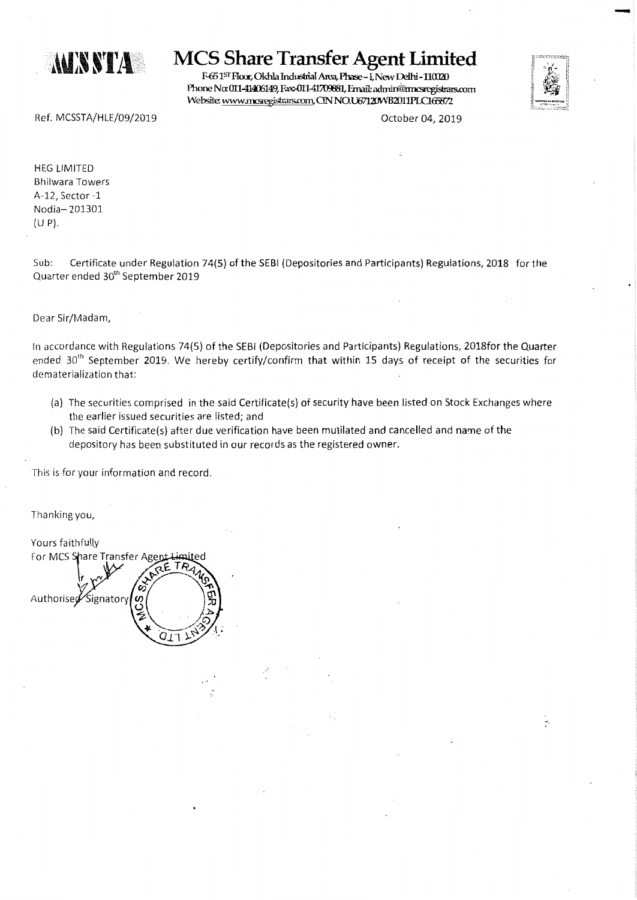# MCS Share Transfer Agent Limited

F-65 1ST Floor, Okhla Industrial Area, Phase – I, New Delhi - 110020
Phone No: 011-41406149, Fax-011-41709881, Email: admin@mcsregistrars.com
Website: www.mcsregistrars.com, CIN NO.U67120WB2011PLC165872

Ref. MCSSTA/HLE/09/2019

October 04, 2019

HEG LIMITED
Bhilwara Towers
A-12, Sector -1
Nodia– 201301
(U P).

Sub: Certificate under Regulation 74(5) of the SEBI (Depositories and Participants) Regulations, 2018 for the Quarter ended 30th September 2019

Dear Sir/Madam,

In accordance with Regulations 74(5) of the SEBI (Depositories and Participants) Regulations, 2018for the Quarter ended 30th September 2019. We hereby certify/confirm that within 15 days of receipt of the securities for dematerialization that:

(a) The securities comprised in the said Certificate(s) of security have been listed on Stock Exchanges where the earlier issued securities are listed; and
(b) The said Certificate(s) after due verification have been mutilated and cancelled and name of the depository has been substituted in our records as the registered owner.

This is for your information and record.

Thanking you,

Yours faithfully
For MCS Share Transfer Agent Limited

Authorised Signatory